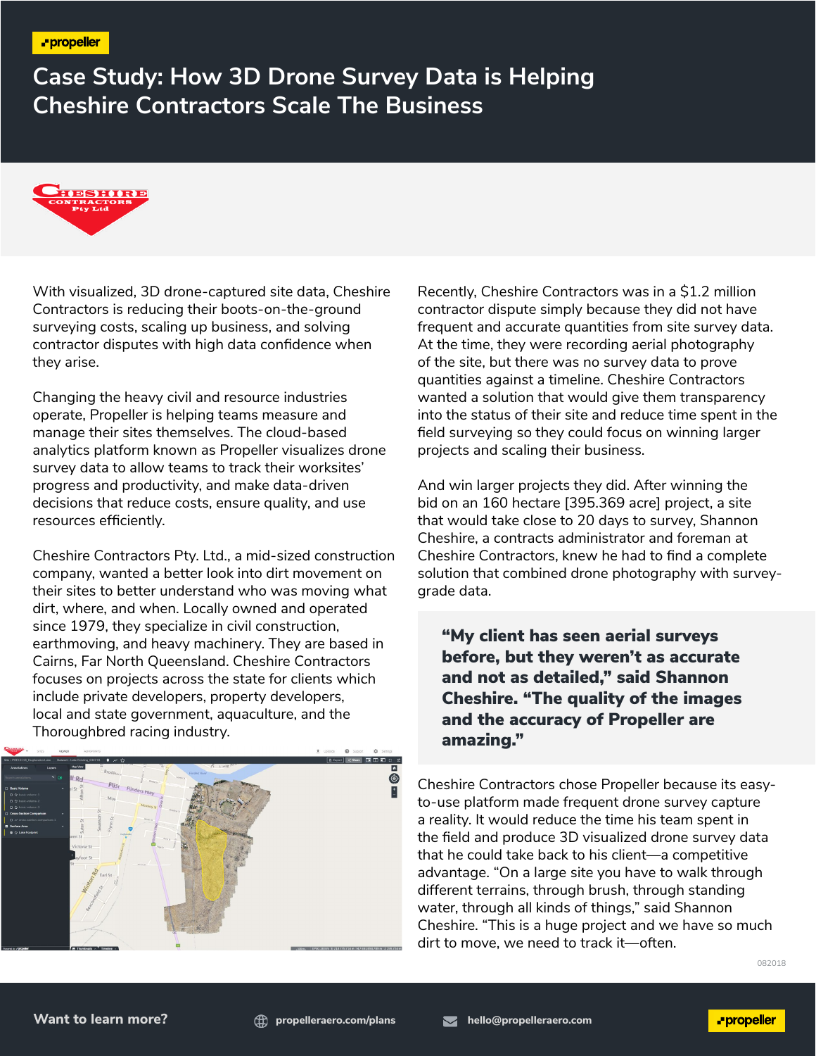# Case Study: How 3D Drone Survey Data is Helping Cheshire Contractors Scale The Business

With visualized, 3D drone-captured site data, Cheshire Contractors is reducing their boots-on-the-ground surveying costs, scaling up business, and solving contractor disputes with high data confidence when they arise.

Changing the heavy civil and resource industries operate, Propeller is helping teams measure and manage their sites themselves. The cloud-based analytics platform known as Propeller visualizes drone survey data to allow teams to track their worksites' progress and productivity, and make data-driven decisions that reduce costs, ensure quality, and use resources efficiently.

Cheshire Contractors Pty. Ltd., a mid-sized construction company, wanted a better look into dirt movement on their sites to better understand who was moving what dirt, where, and when. Locally owned and operated since 1979, they specialize in civil construction, earthmoving, and heavy machinery. They are based in Cairns, Far North Queensland. Cheshire Contractors focuses on projects across the state for clients which include private developers, property developers, local and state government, aquaculture, and the Thoroughbred racing industry.

Recently, Cheshire Contractors was in a $1.2 million contractor dispute simply because they did not have frequent and accurate quantities from site survey data. At the time, they were recording aerial photography of the site, but there was no survey data to prove quantities against a timeline. Cheshire Contractors wanted a solution that would give them transparency into the status of their site and reduce time spent in the field surveying so they could focus on winning larger projects and scaling their business.

And win larger projects they did. After winning the bid on an 160 hectare [395.369 acre] project, a site that would take close to 20 days to survey, Shannon Cheshire, a contracts administrator and foreman at Cheshire Contractors, knew he had to find a complete solution that combined drone photography with survey-grade data.

> **"My client has seen aerial surveys before, but they weren't as accurate and not as detailed," said Shannon Cheshire. "The quality of the images and the accuracy of Propeller are amazing."**

Cheshire Contractors chose Propeller because its easy-to-use platform made frequent drone survey capture a reality. It would reduce the time his team spent in the field and produce 3D visualized drone survey data that he could take back to his client—a competitive advantage. "On a large site you have to walk through different terrains, through brush, through standing water, through all kinds of things," said Shannon Cheshire. "This is a huge project and we have so much dirt to move, we need to track it—often.

082018

**Want to learn more?** propelleraero.com/plans hello@propelleraero.com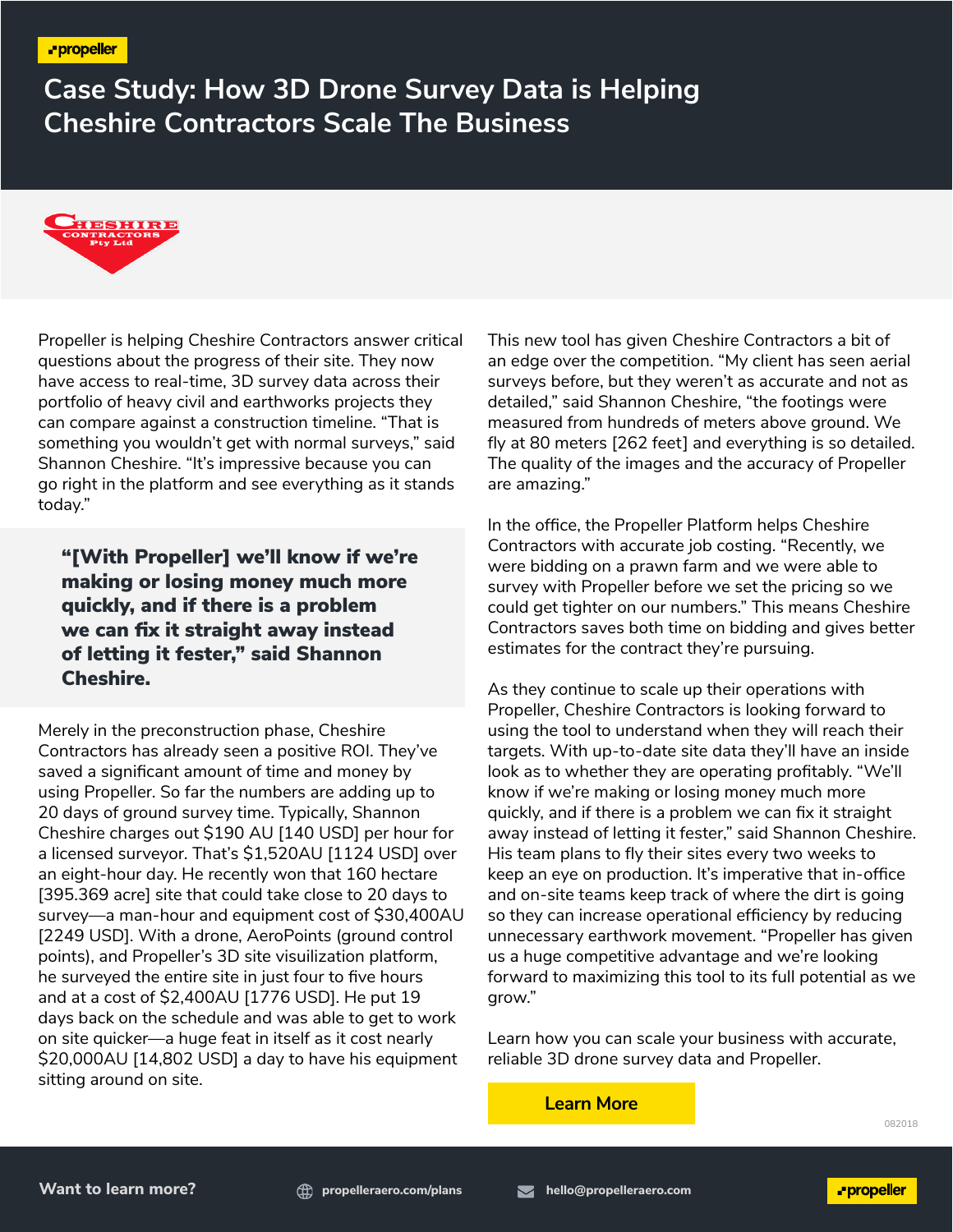propeller

# Case Study: How 3D Drone Survey Data is Helping Cheshire Contractors Scale The Business

CHESHIRE CONTRACTORS Pty Ltd

Propeller is helping Cheshire Contractors answer critical questions about the progress of their site. They now have access to real-time, 3D survey data across their portfolio of heavy civil and earthworks projects they can compare against a construction timeline. "That is something you wouldn't get with normal surveys," said Shannon Cheshire. "It's impressive because you can go right in the platform and see everything as it stands today."

> **"[With Propeller] we'll know if we're making or losing money much more quickly, and if there is a problem we can fix it straight away instead of letting it fester," said Shannon Cheshire.**

Merely in the preconstruction phase, Cheshire Contractors has already seen a positive ROI. They've saved a significant amount of time and money by using Propeller. So far the numbers are adding up to 20 days of ground survey time. Typically, Shannon Cheshire charges out $190 AU [140 USD] per hour for a licensed surveyor. That's $1,520AU [1124 USD] over an eight-hour day. He recently won that 160 hectare [395.369 acre] site that could take close to 20 days to survey—a man-hour and equipment cost of $30,400AU [2249 USD]. With a drone, AeroPoints (ground control points), and Propeller's 3D site visiulization platform, he surveyed the entire site in just four to five hours and at a cost of $2,400AU [1776 USD]. He put 19 days back on the schedule and was able to get to work on site quicker—a huge feat in itself as it cost nearly $20,000AU [14,802 USD] a day to have his equipment sitting around on site.

This new tool has given Cheshire Contractors a bit of an edge over the competition. "My client has seen aerial surveys before, but they weren't as accurate and not as detailed," said Shannon Cheshire, "the footings were measured from hundreds of meters above ground. We fly at 80 meters [262 feet] and everything is so detailed. The quality of the images and the accuracy of Propeller are amazing."

In the office, the Propeller Platform helps Cheshire Contractors with accurate job costing. "Recently, we were bidding on a prawn farm and we were able to survey with Propeller before we set the pricing so we could get tighter on our numbers." This means Cheshire Contractors saves both time on bidding and gives better estimates for the contract they're pursuing.

As they continue to scale up their operations with Propeller, Cheshire Contractors is looking forward to using the tool to understand when they will reach their targets. With up-to-date site data they'll have an inside look as to whether they are operating profitably. "We'll know if we're making or losing money much more quickly, and if there is a problem we can fix it straight away instead of letting it fester," said Shannon Cheshire. His team plans to fly their sites every two weeks to keep an eye on production. It's imperative that in-office and on-site teams keep track of where the dirt is going so they can increase operational efficiency by reducing unnecessary earthwork movement. "Propeller has given us a huge competitive advantage and we're looking forward to maximizing this tool to its full potential as we grow."

Learn how you can scale your business with accurate, reliable 3D drone survey data and Propeller.

**Learn More**

082018

**Want to learn more?** propelleraero.com/plans hello@propelleraero.com